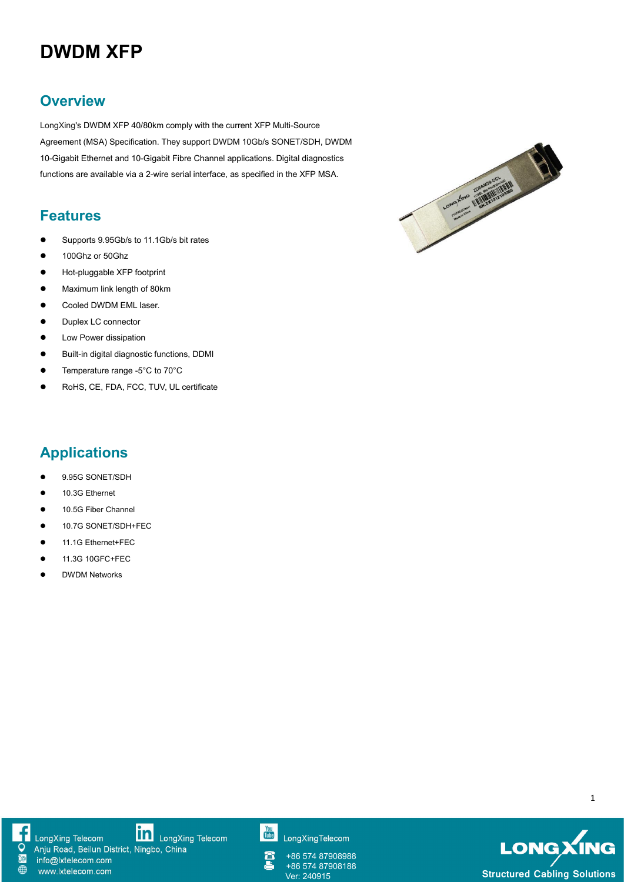# DWDM XFP

## Overview

LongXing's DWDM XFP 40/80km comply with the current XFP Multi-Source Agreement (MSA) Specification. They support DWDM 10Gb/s SONET/SDH, DWDM 10-Gigabit Ethernet and 10-Gigabit Fibre Channel applications. Digital diagnostics functions are available via a 2-wire serial interface, as specified in the XFP MSA.

## Features

- Supports 9.95Gb/s to 11.1Gb/s bit rates
- 100Ghz or 50Ghz
- Hot-pluggable XFP footprint
- Maximum link length of 80km
- Cooled DWDM EML laser.
- Duplex LC connector
- Low Power dissipation
- Built-in digital diagnostic functions, DDMI
- Temperature range -5°C to 70°C
- RoHS, CE, FDA, FCC, TUV, UL certificate

## Applications

- 9.95G SONET/SDH
- 10.3G Ethernet
- 10.5G Fiber Channel
- 10.7G SONET/SDH+FEC
- 11.1G Ethernet+FEC
- 11.3G 10GFC+FEC
- DWDM Networks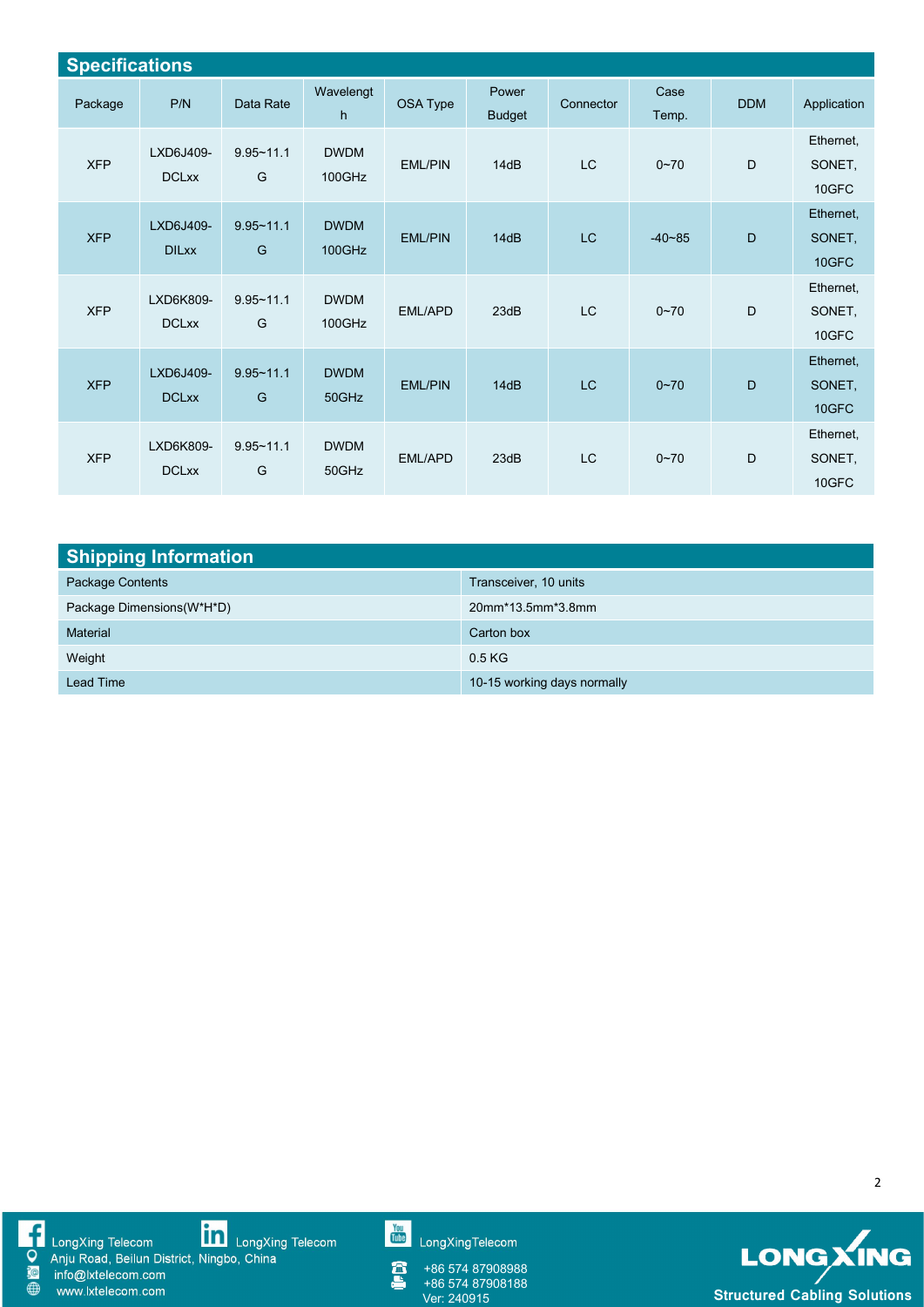## Specifications

| Package | P/N | Data Rate | Wavelength | OSA Type | Power Budget | Connector | Case Temp. | DDM | Application |
|---|---|---|---|---|---|---|---|---|---|
| XFP | LXD6J409-DCLxx | 9.95~11.1 G | DWDM 100GHz | EML/PIN | 14dB | LC | 0~70 | D | Ethernet, SONET, 10GFC |
| XFP | LXD6J409-DILxx | 9.95~11.1 G | DWDM 100GHz | EML/PIN | 14dB | LC | -40~85 | D | Ethernet, SONET, 10GFC |
| XFP | LXD6K809-DCLxx | 9.95~11.1 G | DWDM 100GHz | EML/APD | 23dB | LC | 0~70 | D | Ethernet, SONET, 10GFC |
| XFP | LXD6J409-DCLxx | 9.95~11.1 G | DWDM 50GHz | EML/PIN | 14dB | LC | 0~70 | D | Ethernet, SONET, 10GFC |
| XFP | LXD6K809-DCLxx | 9.95~11.1 G | DWDM 50GHz | EML/APD | 23dB | LC | 0~70 | D | Ethernet, SONET, 10GFC |

## Shipping Information

| | |
|---|---|
| Package Contents | Transceiver, 10 units |
| Package Dimensions(W*H*D) | 20mm*13.5mm*3.8mm |
| Material | Carton box |
| Weight | 0.5 KG |
| Lead Time | 10-15 working days normally |

LongXing Telecom LongXing Telecom LongXingTelecom
Anju Road, Beilun District, Ningbo, China
info@lxtelecom.com
www.lxtelecom.com
+86 574 87908988
+86 574 87908188
Ver: 240915

LONGXING
Structured Cabling Solutions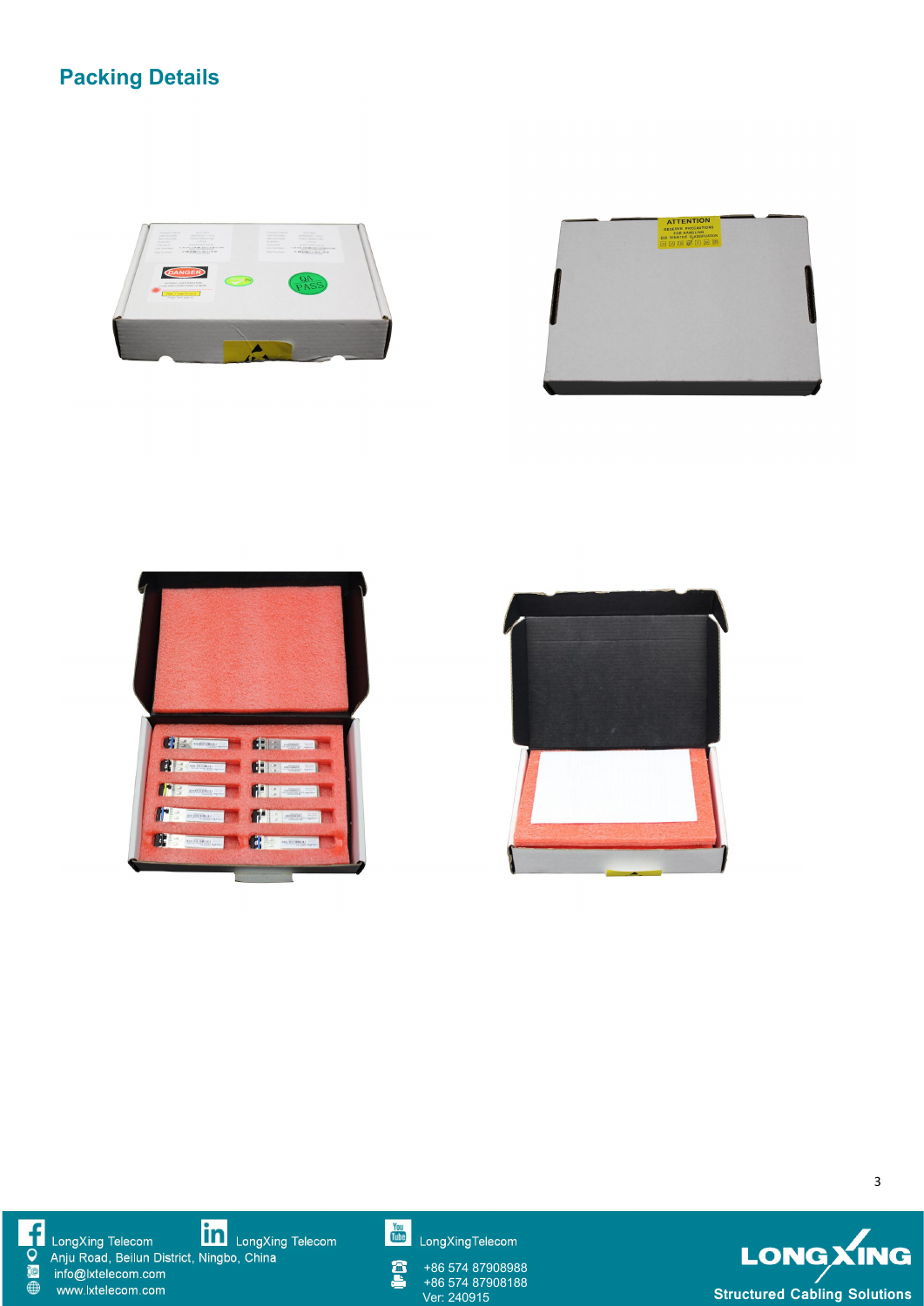## Packing Details